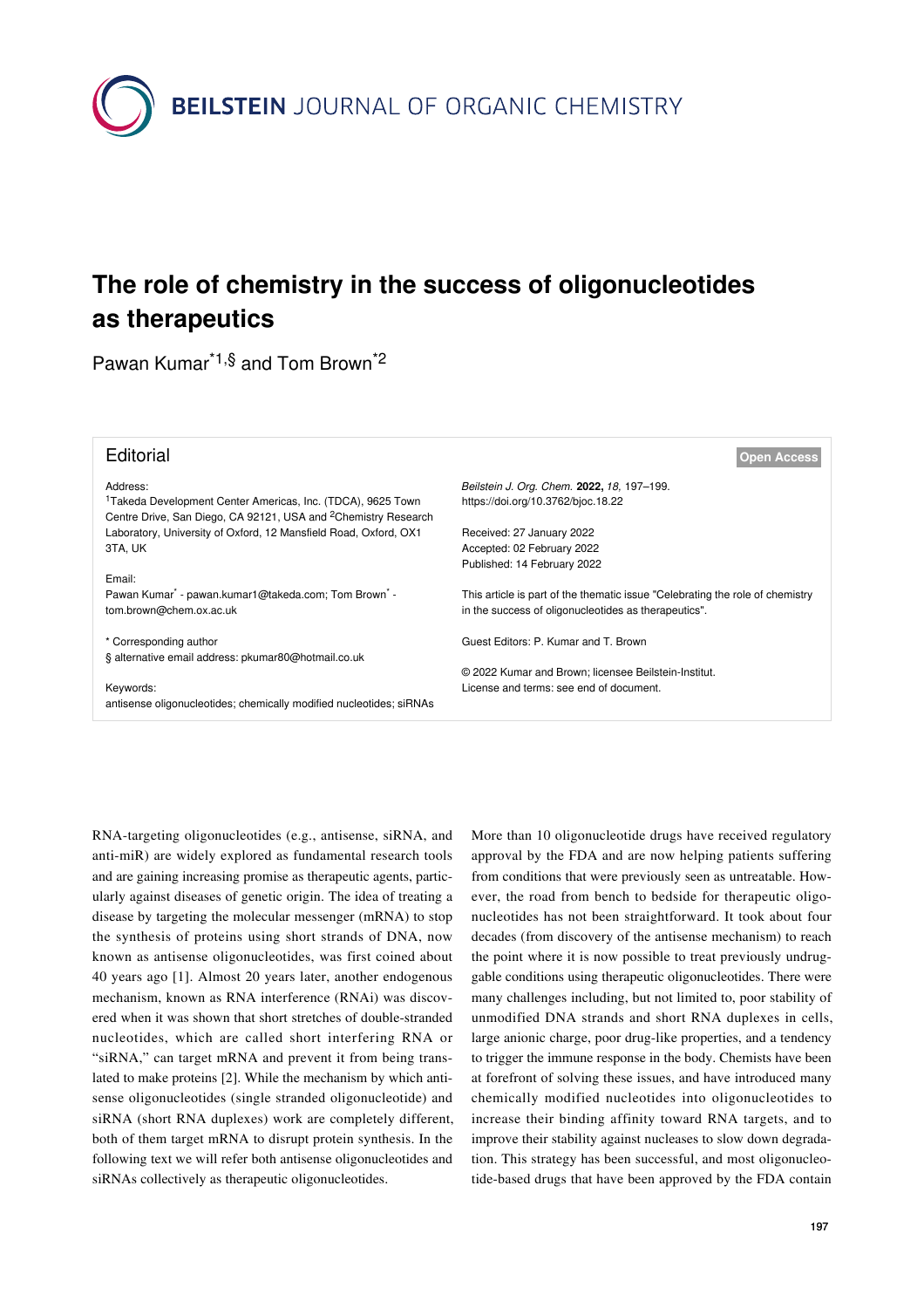BEILSTEIN JOURNAL OF ORGANIC CHEMISTRY

# The role of chemistry in the success of oligonucleotides as therapeutics

Pawan Kumar[*1,§] and Tom Brown[*2]

## Editorial

Address:
[1]Takeda Development Center Americas, Inc. (TDCA), 9625 Town Centre Drive, San Diego, CA 92121, USA and [2]Chemistry Research Laboratory, University of Oxford, 12 Mansfield Road, Oxford, OX1 3TA, UK

Email:
Pawan Kumar[*] - pawan.kumar1@takeda.com; Tom Brown[*] - tom.brown@chem.ox.ac.uk

\* Corresponding author
§ alternative email address: pkumar80@hotmail.co.uk

Keywords:
antisense oligonucleotides; chemically modified nucleotides; siRNAs

Open Access

*Beilstein J. Org. Chem.* **2022,** *18,* 197–199.
https://doi.org/10.3762/bjoc.18.22

Received: 27 January 2022
Accepted: 02 February 2022
Published: 14 February 2022

This article is part of the thematic issue "Celebrating the role of chemistry in the success of oligonucleotides as therapeutics".

Guest Editors: P. Kumar and T. Brown

© 2022 Kumar and Brown; licensee Beilstein-Institut.
License and terms: see end of document.

RNA-targeting oligonucleotides (e.g., antisense, siRNA, and anti-miR) are widely explored as fundamental research tools and are gaining increasing promise as therapeutic agents, particularly against diseases of genetic origin. The idea of treating a disease by targeting the molecular messenger (mRNA) to stop the synthesis of proteins using short strands of DNA, now known as antisense oligonucleotides, was first coined about 40 years ago [1]. Almost 20 years later, another endogenous mechanism, known as RNA interference (RNAi) was discovered when it was shown that short stretches of double-stranded nucleotides, which are called short interfering RNA or "siRNA," can target mRNA and prevent it from being translated to make proteins [2]. While the mechanism by which antisense oligonucleotides (single stranded oligonucleotide) and siRNA (short RNA duplexes) work are completely different, both of them target mRNA to disrupt protein synthesis. In the following text we will refer both antisense oligonucleotides and siRNAs collectively as therapeutic oligonucleotides.

More than 10 oligonucleotide drugs have received regulatory approval by the FDA and are now helping patients suffering from conditions that were previously seen as untreatable. However, the road from bench to bedside for therapeutic oligonucleotides has not been straightforward. It took about four decades (from discovery of the antisense mechanism) to reach the point where it is now possible to treat previously undruggable conditions using therapeutic oligonucleotides. There were many challenges including, but not limited to, poor stability of unmodified DNA strands and short RNA duplexes in cells, large anionic charge, poor drug-like properties, and a tendency to trigger the immune response in the body. Chemists have been at forefront of solving these issues, and have introduced many chemically modified nucleotides into oligonucleotides to increase their binding affinity toward RNA targets, and to improve their stability against nucleases to slow down degradation. This strategy has been successful, and most oligonucleotide-based drugs that have been approved by the FDA contain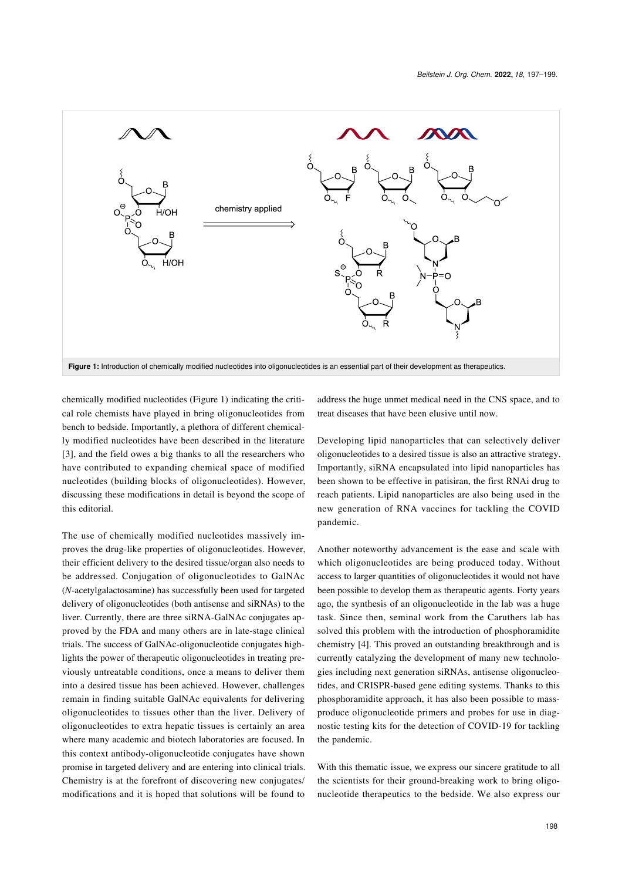Figure 1: Introduction of chemically modified nucleotides into oligonucleotides is an essential part of their development as therapeutics.

chemically modified nucleotides (Figure 1) indicating the critical role chemists have played in bring oligonucleotides from bench to bedside. Importantly, a plethora of different chemically modified nucleotides have been described in the literature [3], and the field owes a big thanks to all the researchers who have contributed to expanding chemical space of modified nucleotides (building blocks of oligonucleotides). However, discussing these modifications in detail is beyond the scope of this editorial.

The use of chemically modified nucleotides massively improves the drug-like properties of oligonucleotides. However, their efficient delivery to the desired tissue/organ also needs to be addressed. Conjugation of oligonucleotides to GalNAc (*N*-acetylgalactosamine) has successfully been used for targeted delivery of oligonucleotides (both antisense and siRNAs) to the liver. Currently, there are three siRNA-GalNAc conjugates approved by the FDA and many others are in late-stage clinical trials. The success of GalNAc-oligonucleotide conjugates highlights the power of therapeutic oligonucleotides in treating previously untreatable conditions, once a means to deliver them into a desired tissue has been achieved. However, challenges remain in finding suitable GalNAc equivalents for delivering oligonucleotides to tissues other than the liver. Delivery of oligonucleotides to extra hepatic tissues is certainly an area where many academic and biotech laboratories are focused. In this context antibody-oligonucleotide conjugates have shown promise in targeted delivery and are entering into clinical trials. Chemistry is at the forefront of discovering new conjugates/modifications and it is hoped that solutions will be found to address the huge unmet medical need in the CNS space, and to treat diseases that have been elusive until now.

Developing lipid nanoparticles that can selectively deliver oligonucleotides to a desired tissue is also an attractive strategy. Importantly, siRNA encapsulated into lipid nanoparticles has been shown to be effective in patisiran, the first RNAi drug to reach patients. Lipid nanoparticles are also being used in the new generation of RNA vaccines for tackling the COVID pandemic.

Another noteworthy advancement is the ease and scale with which oligonucleotides are being produced today. Without access to larger quantities of oligonucleotides it would not have been possible to develop them as therapeutic agents. Forty years ago, the synthesis of an oligonucleotide in the lab was a huge task. Since then, seminal work from the Caruthers lab has solved this problem with the introduction of phosphoramidite chemistry [4]. This proved an outstanding breakthrough and is currently catalyzing the development of many new technologies including next generation siRNAs, antisense oligonucleotides, and CRISPR-based gene editing systems. Thanks to this phosphoramidite approach, it has also been possible to mass-produce oligonucleotide primers and probes for use in diagnostic testing kits for the detection of COVID-19 for tackling the pandemic.

With this thematic issue, we express our sincere gratitude to all the scientists for their ground-breaking work to bring oligonucleotide therapeutics to the bedside. We also express our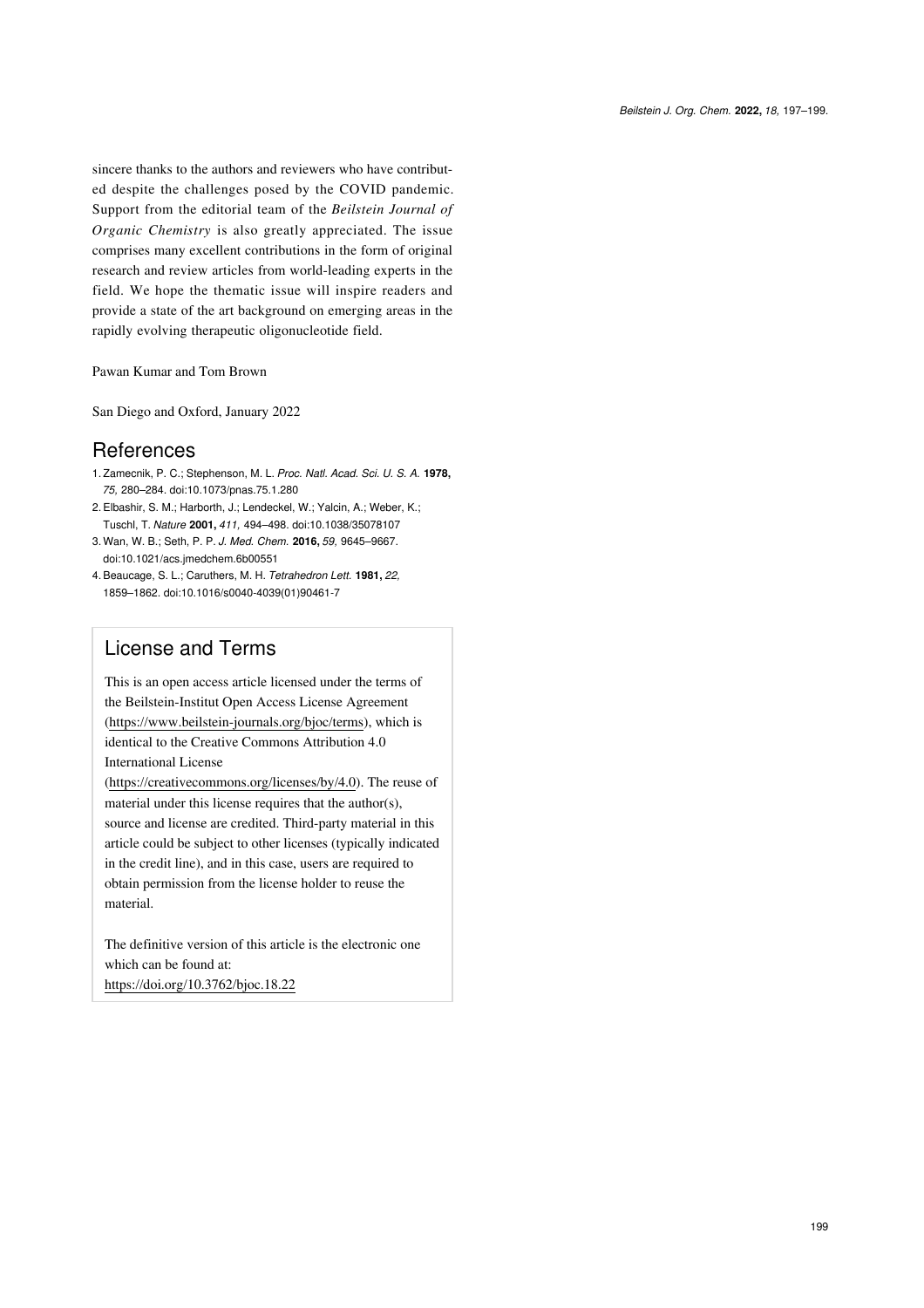sincere thanks to the authors and reviewers who have contributed despite the challenges posed by the COVID pandemic. Support from the editorial team of the *Beilstein Journal of Organic Chemistry* is also greatly appreciated. The issue comprises many excellent contributions in the form of original research and review articles from world-leading experts in the field. We hope the thematic issue will inspire readers and provide a state of the art background on emerging areas in the rapidly evolving therapeutic oligonucleotide field.

Pawan Kumar and Tom Brown

San Diego and Oxford, January 2022

## References

1. Zamecnik, P. C.; Stephenson, M. L. *Proc. Natl. Acad. Sci. U. S. A.* **1978,** *75,* 280–284. doi:10.1073/pnas.75.1.280
2. Elbashir, S. M.; Harborth, J.; Lendeckel, W.; Yalcin, A.; Weber, K.; Tuschl, T. *Nature* **2001,** *411,* 494–498. doi:10.1038/35078107
3. Wan, W. B.; Seth, P. P. *J. Med. Chem.* **2016,** *59,* 9645–9667. doi:10.1021/acs.jmedchem.6b00551
4. Beaucage, S. L.; Caruthers, M. H. *Tetrahedron Lett.* **1981,** *22,* 1859–1862. doi:10.1016/s0040-4039(01)90461-7

## License and Terms

This is an open access article licensed under the terms of the Beilstein-Institut Open Access License Agreement (https://www.beilstein-journals.org/bjoc/terms), which is identical to the Creative Commons Attribution 4.0 International License (https://creativecommons.org/licenses/by/4.0). The reuse of material under this license requires that the author(s), source and license are credited. Third-party material in this article could be subject to other licenses (typically indicated in the credit line), and in this case, users are required to obtain permission from the license holder to reuse the material.

The definitive version of this article is the electronic one which can be found at:
https://doi.org/10.3762/bjoc.18.22